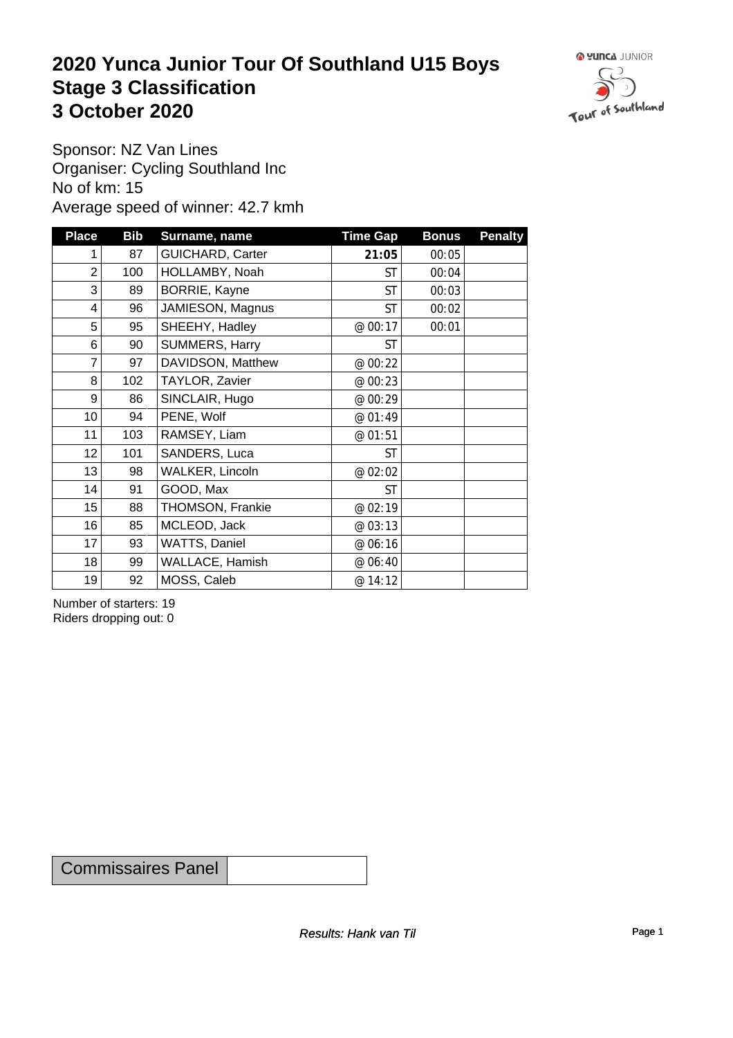# 2020 Yunca Junior Tour Of Southland U15 Boys
# Stage 3 Classification
# 3 October 2020

Sponsor: NZ Van Lines
Organiser: Cycling Southland Inc
No of km: 15
Average speed of winner: 42.7 kmh

| Place | Bib | Surname, name | Time Gap | Bonus | Penalty |
|---|---|---|---|---|---|
| 1 | 87 | GUICHARD, Carter | **21:05** | 00:05 | |
| 2 | 100 | HOLLAMBY, Noah | ST | 00:04 | |
| 3 | 89 | BORRIE, Kayne | ST | 00:03 | |
| 4 | 96 | JAMIESON, Magnus | ST | 00:02 | |
| 5 | 95 | SHEEHY, Hadley | @ 00:17 | 00:01 | |
| 6 | 90 | SUMMERS, Harry | ST | | |
| 7 | 97 | DAVIDSON, Matthew | @ 00:22 | | |
| 8 | 102 | TAYLOR, Zavier | @ 00:23 | | |
| 9 | 86 | SINCLAIR, Hugo | @ 00:29 | | |
| 10 | 94 | PENE, Wolf | @ 01:49 | | |
| 11 | 103 | RAMSEY, Liam | @ 01:51 | | |
| 12 | 101 | SANDERS, Luca | ST | | |
| 13 | 98 | WALKER, Lincoln | @ 02:02 | | |
| 14 | 91 | GOOD, Max | ST | | |
| 15 | 88 | THOMSON, Frankie | @ 02:19 | | |
| 16 | 85 | MCLEOD, Jack | @ 03:13 | | |
| 17 | 93 | WATTS, Daniel | @ 06:16 | | |
| 18 | 99 | WALLACE, Hamish | @ 06:40 | | |
| 19 | 92 | MOSS, Caleb | @ 14:12 | | |

Number of starters: 19
Riders dropping out: 0

| Commissaires Panel | |
|---|---|

*Results: Hank van Til*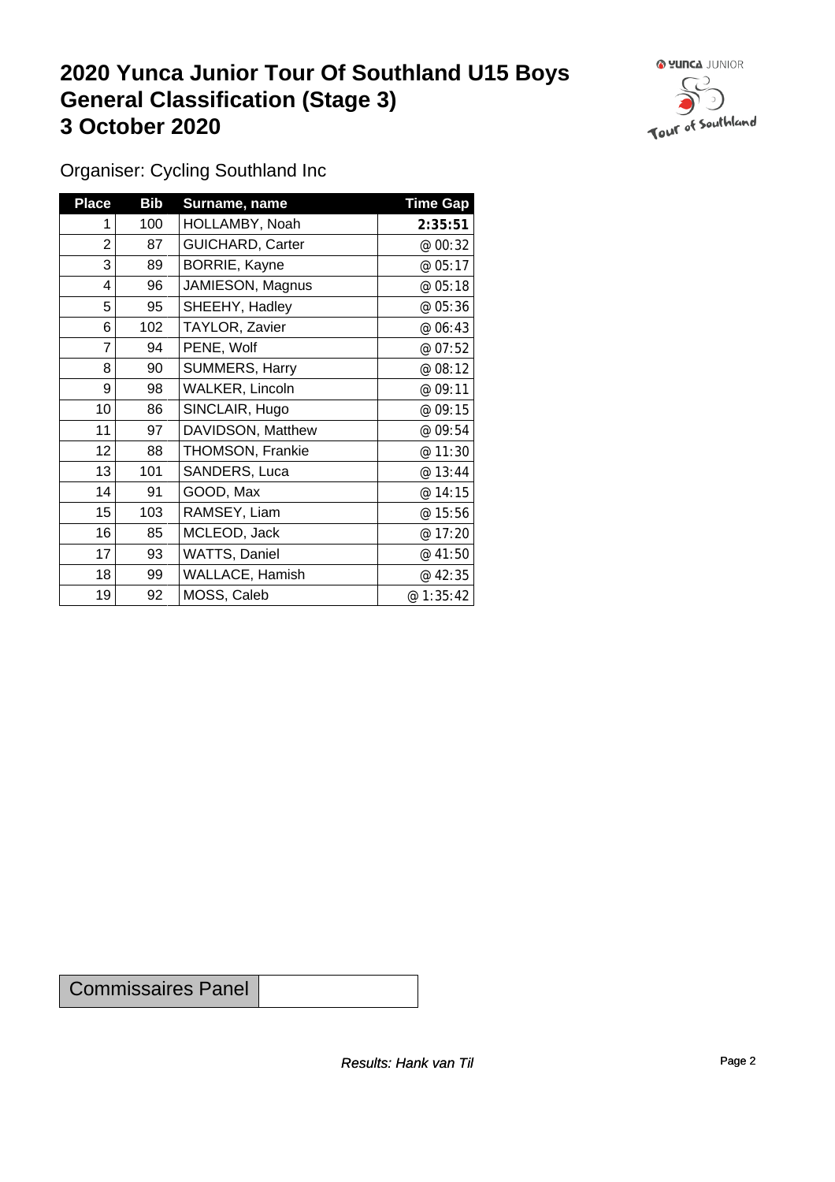# 2020 Yunca Junior Tour Of Southland U15 Boys General Classification (Stage 3) 3 October 2020

Organiser: Cycling Southland Inc

| Place | Bib | Surname, name | Time Gap |
|---|---|---|---|
| 1 | 100 | HOLLAMBY, Noah | **2:35:51** |
| 2 | 87 | GUICHARD, Carter | @ 00:32 |
| 3 | 89 | BORRIE, Kayne | @ 05:17 |
| 4 | 96 | JAMIESON, Magnus | @ 05:18 |
| 5 | 95 | SHEEHY, Hadley | @ 05:36 |
| 6 | 102 | TAYLOR, Zavier | @ 06:43 |
| 7 | 94 | PENE, Wolf | @ 07:52 |
| 8 | 90 | SUMMERS, Harry | @ 08:12 |
| 9 | 98 | WALKER, Lincoln | @ 09:11 |
| 10 | 86 | SINCLAIR, Hugo | @ 09:15 |
| 11 | 97 | DAVIDSON, Matthew | @ 09:54 |
| 12 | 88 | THOMSON, Frankie | @ 11:30 |
| 13 | 101 | SANDERS, Luca | @ 13:44 |
| 14 | 91 | GOOD, Max | @ 14:15 |
| 15 | 103 | RAMSEY, Liam | @ 15:56 |
| 16 | 85 | MCLEOD, Jack | @ 17:20 |
| 17 | 93 | WATTS, Daniel | @ 41:50 |
| 18 | 99 | WALLACE, Hamish | @ 42:35 |
| 19 | 92 | MOSS, Caleb | @ 1:35:42 |

| Commissaires Panel | |
|---|---|

*Results: Hank van Til*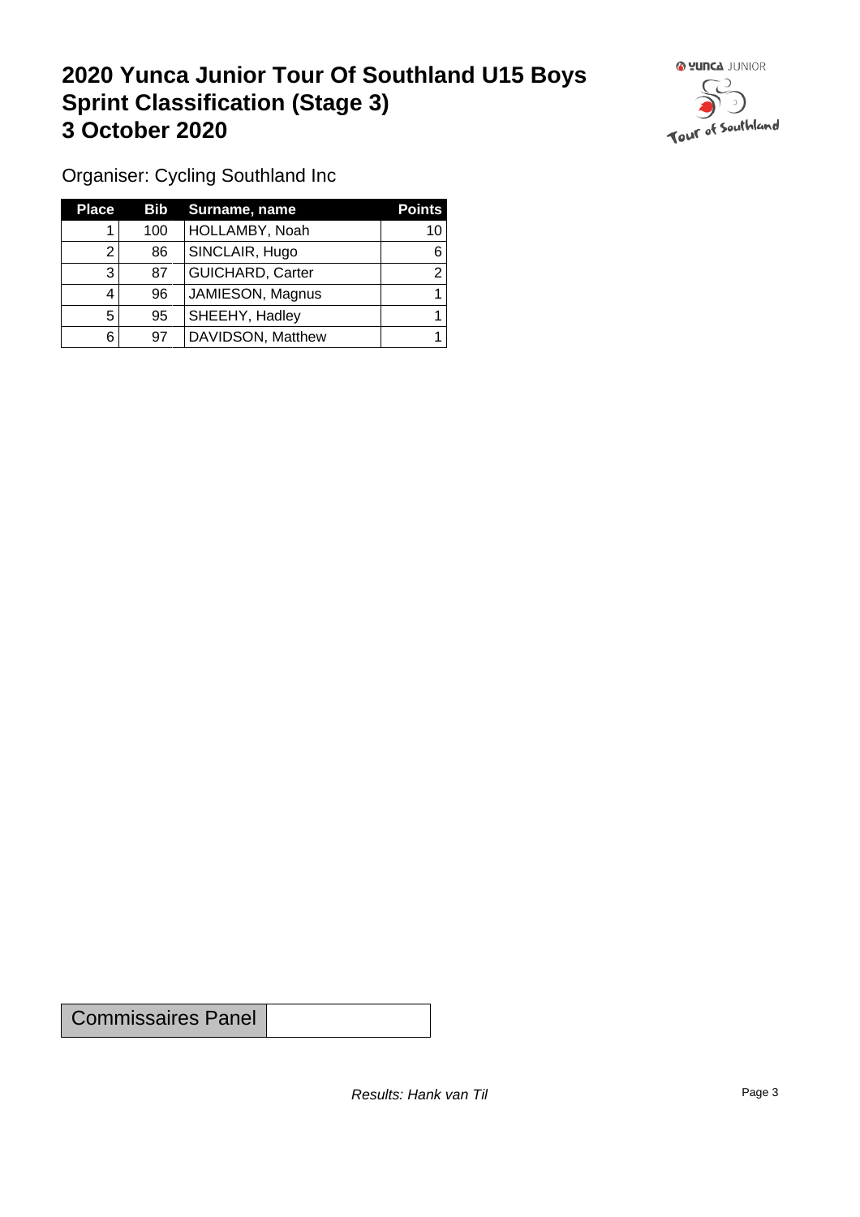# 2020 Yunca Junior Tour Of Southland U15 Boys Sprint Classification (Stage 3) 3 October 2020

Organiser: Cycling Southland Inc

| Place | Bib | Surname, name | Points |
|---|---|---|---|
| 1 | 100 | HOLLAMBY, Noah | 10 |
| 2 | 86 | SINCLAIR, Hugo | 6 |
| 3 | 87 | GUICHARD, Carter | 2 |
| 4 | 96 | JAMIESON, Magnus | 1 |
| 5 | 95 | SHEEHY, Hadley | 1 |
| 6 | 97 | DAVIDSON, Matthew | 1 |

| Commissaires Panel | |
|---|---|

*Results: Hank van Til*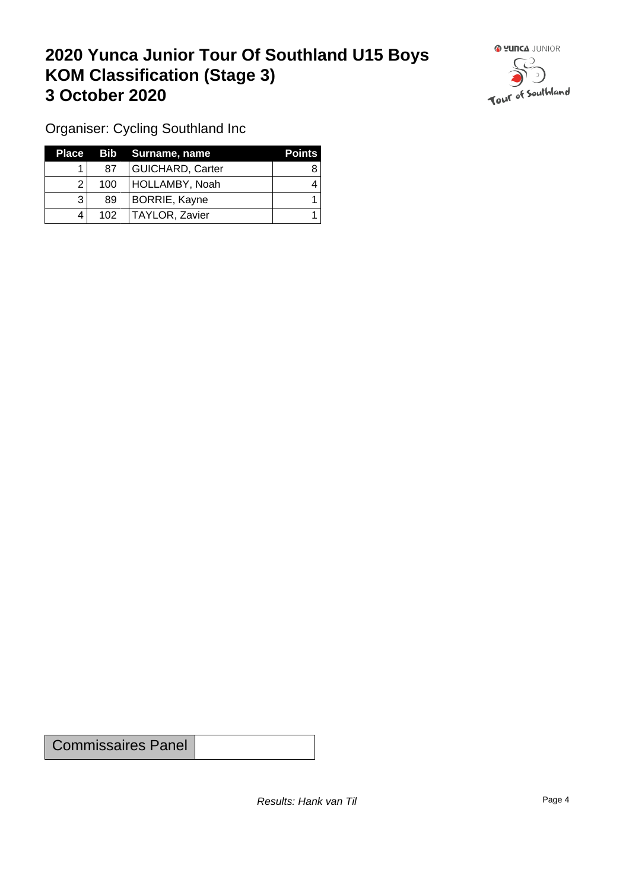# 2020 Yunca Junior Tour Of Southland U15 Boys KOM Classification (Stage 3) 3 October 2020

Organiser: Cycling Southland Inc

| Place | Bib | Surname, name | Points |
|---|---|---|---|
| 1 | 87 | GUICHARD, Carter | 8 |
| 2 | 100 | HOLLAMBY, Noah | 4 |
| 3 | 89 | BORRIE, Kayne | 1 |
| 4 | 102 | TAYLOR, Zavier | 1 |

| Commissaires Panel | |
|---|---|

*Results: Hank van Til*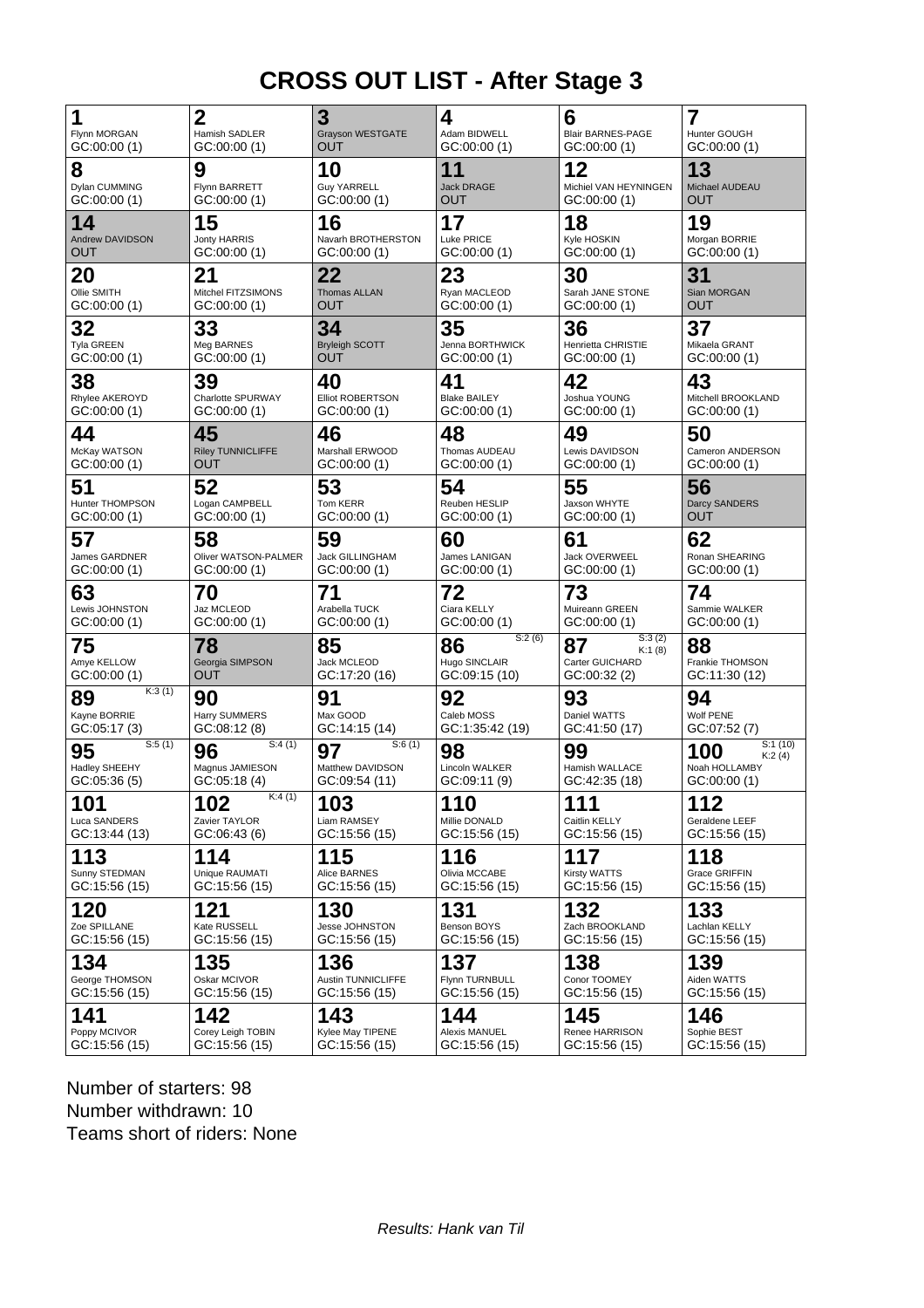# CROSS OUT LIST - After Stage 3

| | | | | | |
|---|---|---|---|---|---|
| **1** Flynn MORGAN GC:00:00 (1) | **2** Hamish SADLER GC:00:00 (1) | **3** Grayson WESTGATE OUT | **4** Adam BIDWELL GC:00:00 (1) | **6** Blair BARNES-PAGE GC:00:00 (1) | **7** Hunter GOUGH GC:00:00 (1) |
| **8** Dylan CUMMING GC:00:00 (1) | **9** Flynn BARRETT GC:00:00 (1) | **10** Guy YARRELL GC:00:00 (1) | **11** Jack DRAGE OUT | **12** Michiel VAN HEYNINGEN GC:00:00 (1) | **13** Michael AUDEAU OUT |
| **14** Andrew DAVIDSON OUT | **15** Jonty HARRIS GC:00:00 (1) | **16** Navarh BROTHERSTON GC:00:00 (1) | **17** Luke PRICE GC:00:00 (1) | **18** Kyle HOSKIN GC:00:00 (1) | **19** Morgan BORRIE GC:00:00 (1) |
| **20** Ollie SMITH GC:00:00 (1) | **21** Mitchel FITZSIMONS GC:00:00 (1) | **22** Thomas ALLAN OUT | **23** Ryan MACLEOD GC:00:00 (1) | **30** Sarah JANE STONE GC:00:00 (1) | **31** Sian MORGAN OUT |
| **32** Tyla GREEN GC:00:00 (1) | **33** Meg BARNES GC:00:00 (1) | **34** Bryleigh SCOTT OUT | **35** Jenna BORTHWICK GC:00:00 (1) | **36** Henrietta CHRISTIE GC:00:00 (1) | **37** Mikaela GRANT GC:00:00 (1) |
| **38** Rhylee AKEROYD GC:00:00 (1) | **39** Charlotte SPURWAY GC:00:00 (1) | **40** Elliot ROBERTSON GC:00:00 (1) | **41** Blake BAILEY GC:00:00 (1) | **42** Joshua YOUNG GC:00:00 (1) | **43** Mitchell BROOKLAND GC:00:00 (1) |
| **44** McKay WATSON GC:00:00 (1) | **45** Riley TUNNICLIFFE OUT | **46** Marshall ERWOOD GC:00:00 (1) | **48** Thomas AUDEAU GC:00:00 (1) | **49** Lewis DAVIDSON GC:00:00 (1) | **50** Cameron ANDERSON GC:00:00 (1) |
| **51** Hunter THOMPSON GC:00:00 (1) | **52** Logan CAMPBELL GC:00:00 (1) | **53** Tom KERR GC:00:00 (1) | **54** Reuben HESLIP GC:00:00 (1) | **55** Jaxson WHYTE GC:00:00 (1) | **56** Darcy SANDERS OUT |
| **57** James GARDNER GC:00:00 (1) | **58** Oliver WATSON-PALMER GC:00:00 (1) | **59** Jack GILLINGHAM GC:00:00 (1) | **60** James LANIGAN GC:00:00 (1) | **61** Jack OVERWEEL GC:00:00 (1) | **62** Ronan SHEARING GC:00:00 (1) |
| **63** Lewis JOHNSTON GC:00:00 (1) | **70** Jaz MCLEOD GC:00:00 (1) | **71** Arabella TUCK GC:00:00 (1) | **72** Ciara KELLY GC:00:00 (1) | **73** Muireann GREEN GC:00:00 (1) | **74** Sammie WALKER GC:00:00 (1) |
| **75** Amye KELLOW GC:00:00 (1) | **78** Georgia SIMPSON OUT | **85** Jack MCLEOD GC:17:20 (16) | **86** S:2 (6) Hugo SINCLAIR GC:09:15 (10) | **87** S:3 (2) K:1 (8) Carter GUICHARD GC:00:32 (2) | **88** Frankie THOMSON GC:11:30 (12) |
| **89** K:3 (1) Kayne BORRIE GC:05:17 (3) | **90** Harry SUMMERS GC:08:12 (8) | **91** Max GOOD GC:14:15 (14) | **92** Caleb MOSS GC:1:35:42 (19) | **93** Daniel WATTS GC:41:50 (17) | **94** Wolf PENE GC:07:52 (7) |
| **95** S:5 (1) Hadley SHEEHY GC:05:36 (5) | **96** S:4 (1) Magnus JAMIESON GC:05:18 (4) | **97** S:6 (1) Matthew DAVIDSON GC:09:54 (11) | **98** Lincoln WALKER GC:09:11 (9) | **99** Hamish WALLACE GC:42:35 (18) | **100** S:1 (10) K:2 (4) Noah HOLLAMBY GC:00:00 (1) |
| **101** Luca SANDERS GC:13:44 (13) | **102** K:4 (1) Zavier TAYLOR GC:06:43 (6) | **103** Liam RAMSEY GC:15:56 (15) | **110** Millie DONALD GC:15:56 (15) | **111** Caitlin KELLY GC:15:56 (15) | **112** Geraldene LEEF GC:15:56 (15) |
| **113** Sunny STEDMAN GC:15:56 (15) | **114** Unique RAUMATI GC:15:56 (15) | **115** Alice BARNES GC:15:56 (15) | **116** Olivia MCCABE GC:15:56 (15) | **117** Kirsty WATTS GC:15:56 (15) | **118** Grace GRIFFIN GC:15:56 (15) |
| **120** Zoe SPILLANE GC:15:56 (15) | **121** Kate RUSSELL GC:15:56 (15) | **130** Jesse JOHNSTON GC:15:56 (15) | **131** Benson BOYS GC:15:56 (15) | **132** Zach BROOKLAND GC:15:56 (15) | **133** Lachlan KELLY GC:15:56 (15) |
| **134** George THOMSON GC:15:56 (15) | **135** Oskar MCIVOR GC:15:56 (15) | **136** Austin TUNNICLIFFE GC:15:56 (15) | **137** Flynn TURNBULL GC:15:56 (15) | **138** Conor TOOMEY GC:15:56 (15) | **139** Aiden WATTS GC:15:56 (15) |
| **141** Poppy MCIVOR GC:15:56 (15) | **142** Corey Leigh TOBIN GC:15:56 (15) | **143** Kylee May TIPENE GC:15:56 (15) | **144** Alexis MANUEL GC:15:56 (15) | **145** Renee HARRISON GC:15:56 (15) | **146** Sophie BEST GC:15:56 (15) |

Number of starters: 98
Number withdrawn: 10
Teams short of riders: None

*Results: Hank van Til*